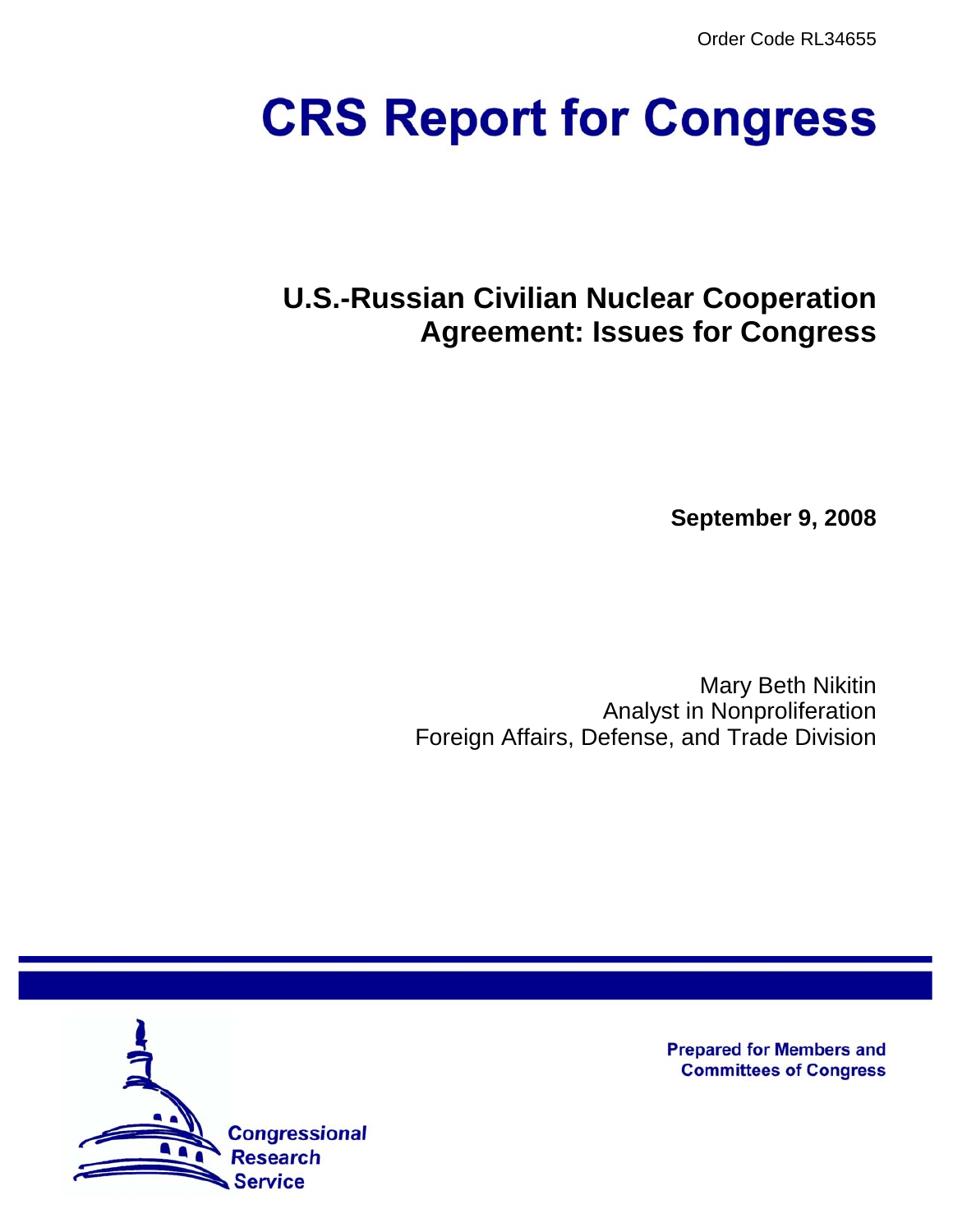Order Code RL34655

# CRS Report for Congress

## U.S.-Russian Civilian Nuclear Cooperation Agreement: Issues for Congress

**September 9, 2008**

Mary Beth Nikitin
Analyst in Nonproliferation
Foreign Affairs, Defense, and Trade Division

Prepared for Members and Committees of Congress

Congressional Research Service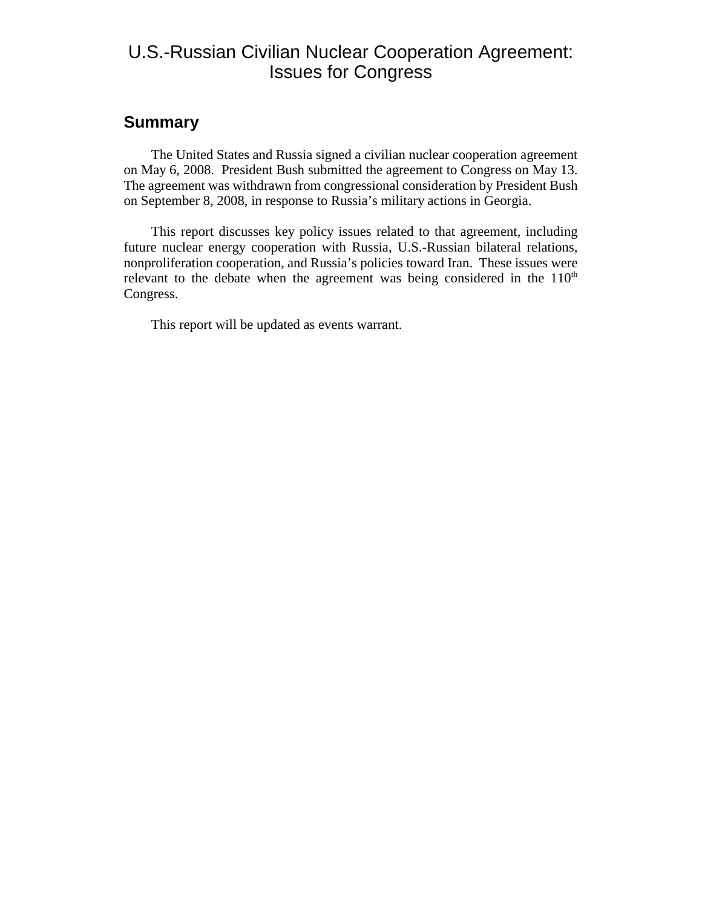# U.S.-Russian Civilian Nuclear Cooperation Agreement: Issues for Congress

## Summary

The United States and Russia signed a civilian nuclear cooperation agreement on May 6, 2008. President Bush submitted the agreement to Congress on May 13. The agreement was withdrawn from congressional consideration by President Bush on September 8, 2008, in response to Russia's military actions in Georgia.

This report discusses key policy issues related to that agreement, including future nuclear energy cooperation with Russia, U.S.-Russian bilateral relations, nonproliferation cooperation, and Russia's policies toward Iran. These issues were relevant to the debate when the agreement was being considered in the 110th Congress.

This report will be updated as events warrant.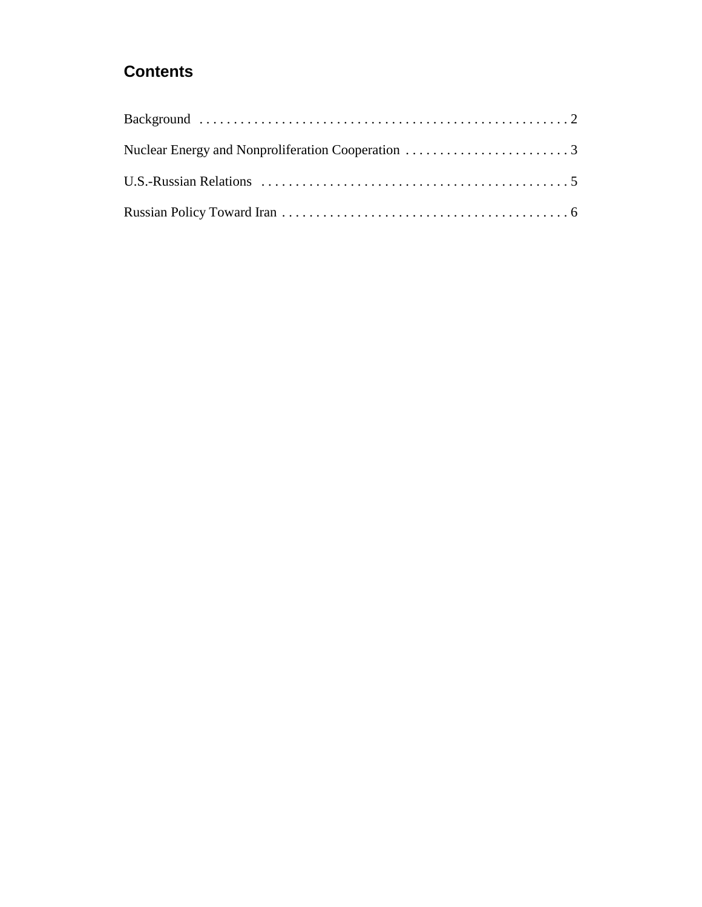## Contents

Background . . . . . . . . . . . . . . . . . . . . . . . . . . . . . . . . . . . . . . . . . . . . . . . . . . . . . 2

Nuclear Energy and Nonproliferation Cooperation . . . . . . . . . . . . . . . . . . . . . . . . 3

U.S.-Russian Relations . . . . . . . . . . . . . . . . . . . . . . . . . . . . . . . . . . . . . . . . . . . . . 5

Russian Policy Toward Iran . . . . . . . . . . . . . . . . . . . . . . . . . . . . . . . . . . . . . . . . . . 6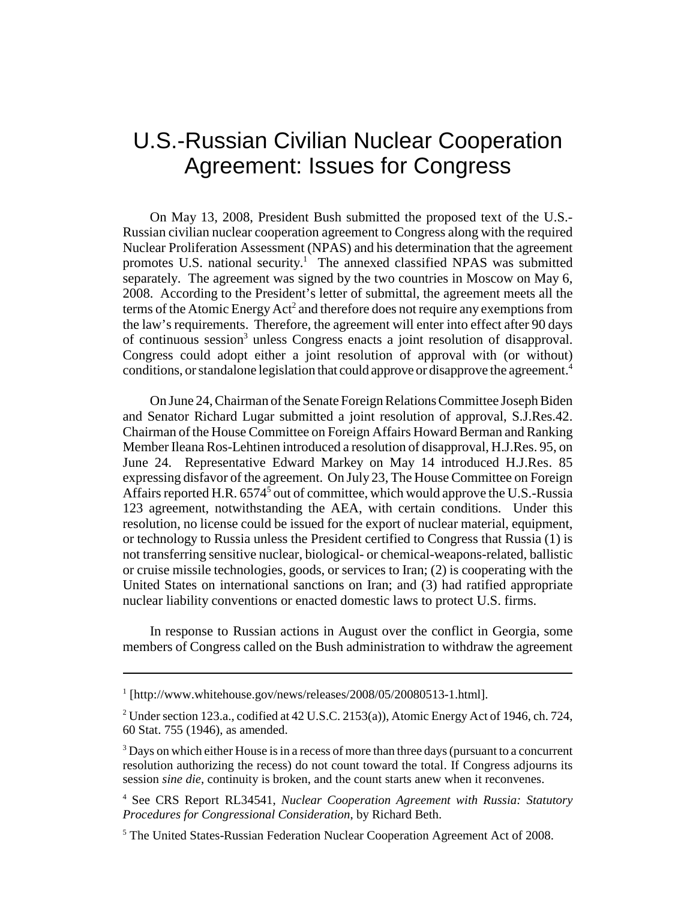# U.S.-Russian Civilian Nuclear Cooperation Agreement: Issues for Congress

On May 13, 2008, President Bush submitted the proposed text of the U.S.-Russian civilian nuclear cooperation agreement to Congress along with the required Nuclear Proliferation Assessment (NPAS) and his determination that the agreement promotes U.S. national security.[1] The annexed classified NPAS was submitted separately. The agreement was signed by the two countries in Moscow on May 6, 2008. According to the President's letter of submittal, the agreement meets all the terms of the Atomic Energy Act[2] and therefore does not require any exemptions from the law's requirements. Therefore, the agreement will enter into effect after 90 days of continuous session[3] unless Congress enacts a joint resolution of disapproval. Congress could adopt either a joint resolution of approval with (or without) conditions, or standalone legislation that could approve or disapprove the agreement.[4]

On June 24, Chairman of the Senate Foreign Relations Committee Joseph Biden and Senator Richard Lugar submitted a joint resolution of approval, S.J.Res.42. Chairman of the House Committee on Foreign Affairs Howard Berman and Ranking Member Ileana Ros-Lehtinen introduced a resolution of disapproval, H.J.Res. 95, on June 24. Representative Edward Markey on May 14 introduced H.J.Res. 85 expressing disfavor of the agreement. On July 23, The House Committee on Foreign Affairs reported H.R. 6574[5] out of committee, which would approve the U.S.-Russia 123 agreement, notwithstanding the AEA, with certain conditions. Under this resolution, no license could be issued for the export of nuclear material, equipment, or technology to Russia unless the President certified to Congress that Russia (1) is not transferring sensitive nuclear, biological- or chemical-weapons-related, ballistic or cruise missile technologies, goods, or services to Iran; (2) is cooperating with the United States on international sanctions on Iran; and (3) had ratified appropriate nuclear liability conventions or enacted domestic laws to protect U.S. firms.

In response to Russian actions in August over the conflict in Georgia, some members of Congress called on the Bush administration to withdraw the agreement

---

[1] [http://www.whitehouse.gov/news/releases/2008/05/20080513-1.html].

[2] Under section 123.a., codified at 42 U.S.C. 2153(a)), Atomic Energy Act of 1946, ch. 724, 60 Stat. 755 (1946), as amended.

[3] Days on which either House is in a recess of more than three days (pursuant to a concurrent resolution authorizing the recess) do not count toward the total. If Congress adjourns its session *sine die*, continuity is broken, and the count starts anew when it reconvenes.

[4] See CRS Report RL34541, *Nuclear Cooperation Agreement with Russia: Statutory Procedures for Congressional Consideration*, by Richard Beth.

[5] The United States-Russian Federation Nuclear Cooperation Agreement Act of 2008.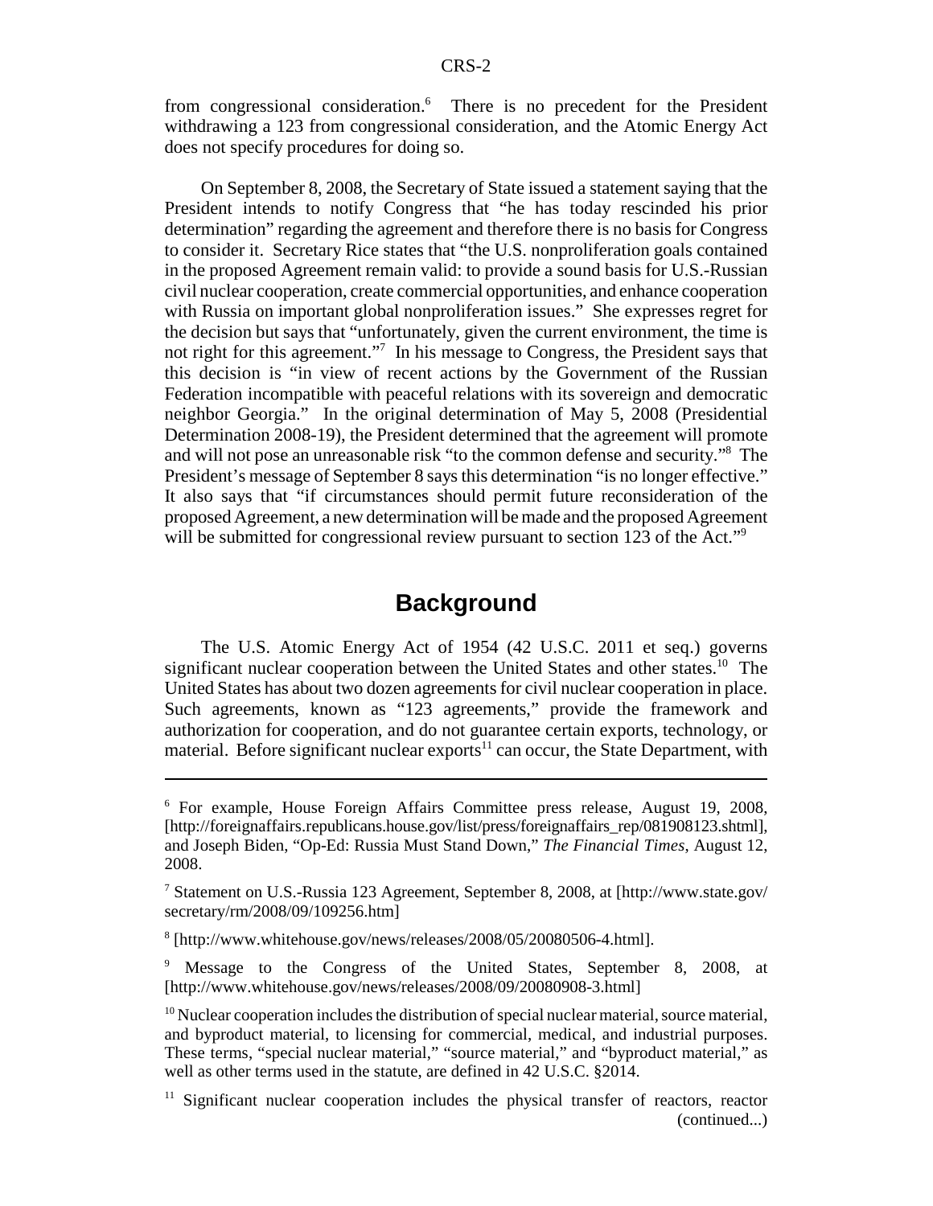from congressional consideration.[6] There is no precedent for the President withdrawing a 123 from congressional consideration, and the Atomic Energy Act does not specify procedures for doing so.

On September 8, 2008, the Secretary of State issued a statement saying that the President intends to notify Congress that "he has today rescinded his prior determination" regarding the agreement and therefore there is no basis for Congress to consider it. Secretary Rice states that "the U.S. nonproliferation goals contained in the proposed Agreement remain valid: to provide a sound basis for U.S.-Russian civil nuclear cooperation, create commercial opportunities, and enhance cooperation with Russia on important global nonproliferation issues." She expresses regret for the decision but says that "unfortunately, given the current environment, the time is not right for this agreement."[7] In his message to Congress, the President says that this decision is "in view of recent actions by the Government of the Russian Federation incompatible with peaceful relations with its sovereign and democratic neighbor Georgia." In the original determination of May 5, 2008 (Presidential Determination 2008-19), the President determined that the agreement will promote and will not pose an unreasonable risk "to the common defense and security."[8] The President's message of September 8 says this determination "is no longer effective." It also says that "if circumstances should permit future reconsideration of the proposed Agreement, a new determination will be made and the proposed Agreement will be submitted for congressional review pursuant to section 123 of the Act."[9]

## Background

The U.S. Atomic Energy Act of 1954 (42 U.S.C. 2011 et seq.) governs significant nuclear cooperation between the United States and other states.[10] The United States has about two dozen agreements for civil nuclear cooperation in place. Such agreements, known as "123 agreements," provide the framework and authorization for cooperation, and do not guarantee certain exports, technology, or material. Before significant nuclear exports[11] can occur, the State Department, with

---

[6] For example, House Foreign Affairs Committee press release, August 19, 2008, [http://foreignaffairs.republicans.house.gov/list/press/foreignaffairs_rep/081908123.shtml], and Joseph Biden, "Op-Ed: Russia Must Stand Down," *The Financial Times*, August 12, 2008.

[7] Statement on U.S.-Russia 123 Agreement, September 8, 2008, at [http://www.state.gov/secretary/rm/2008/09/109256.htm]

[8] [http://www.whitehouse.gov/news/releases/2008/05/20080506-4.html].

[9] Message to the Congress of the United States, September 8, 2008, at [http://www.whitehouse.gov/news/releases/2008/09/20080908-3.html]

[10] Nuclear cooperation includes the distribution of special nuclear material, source material, and byproduct material, to licensing for commercial, medical, and industrial purposes. These terms, "special nuclear material," "source material," and "byproduct material," as well as other terms used in the statute, are defined in 42 U.S.C. §2014.

[11] Significant nuclear cooperation includes the physical transfer of reactors, reactor (continued...)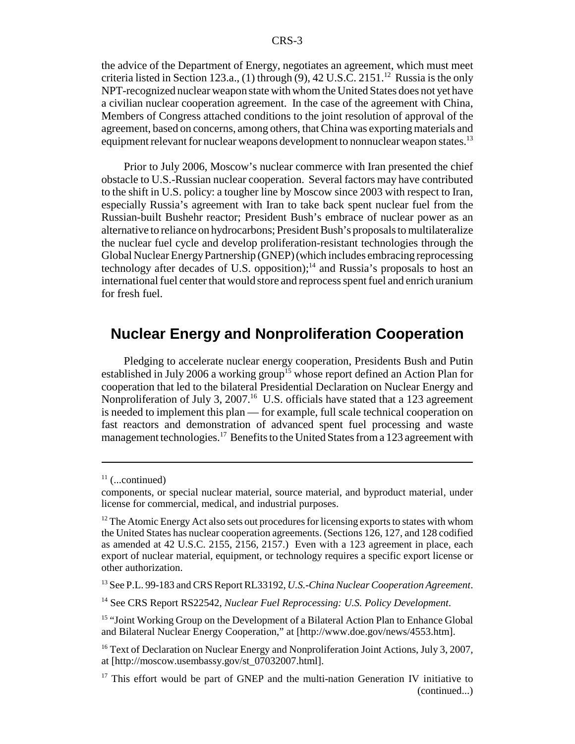the advice of the Department of Energy, negotiates an agreement, which must meet criteria listed in Section 123.a., (1) through (9), 42 U.S.C. 2151.[12] Russia is the only NPT-recognized nuclear weapon state with whom the United States does not yet have a civilian nuclear cooperation agreement. In the case of the agreement with China, Members of Congress attached conditions to the joint resolution of approval of the agreement, based on concerns, among others, that China was exporting materials and equipment relevant for nuclear weapons development to nonnuclear weapon states.[13]

Prior to July 2006, Moscow's nuclear commerce with Iran presented the chief obstacle to U.S.-Russian nuclear cooperation. Several factors may have contributed to the shift in U.S. policy: a tougher line by Moscow since 2003 with respect to Iran, especially Russia's agreement with Iran to take back spent nuclear fuel from the Russian-built Bushehr reactor; President Bush's embrace of nuclear power as an alternative to reliance on hydrocarbons; President Bush's proposals to multilateralize the nuclear fuel cycle and develop proliferation-resistant technologies through the Global Nuclear Energy Partnership (GNEP) (which includes embracing reprocessing technology after decades of U.S. opposition);[14] and Russia's proposals to host an international fuel center that would store and reprocess spent fuel and enrich uranium for fresh fuel.

## Nuclear Energy and Nonproliferation Cooperation

Pledging to accelerate nuclear energy cooperation, Presidents Bush and Putin established in July 2006 a working group[15] whose report defined an Action Plan for cooperation that led to the bilateral Presidential Declaration on Nuclear Energy and Nonproliferation of July 3, 2007.[16] U.S. officials have stated that a 123 agreement is needed to implement this plan — for example, full scale technical cooperation on fast reactors and demonstration of advanced spent fuel processing and waste management technologies.[17] Benefits to the United States from a 123 agreement with

---

[11] (...continued)

components, or special nuclear material, source material, and byproduct material, under license for commercial, medical, and industrial purposes.

[12] The Atomic Energy Act also sets out procedures for licensing exports to states with whom the United States has nuclear cooperation agreements. (Sections 126, 127, and 128 codified as amended at 42 U.S.C. 2155, 2156, 2157.) Even with a 123 agreement in place, each export of nuclear material, equipment, or technology requires a specific export license or other authorization.

[13] See P.L. 99-183 and CRS Report RL33192, *U.S.-China Nuclear Cooperation Agreement*.

[14] See CRS Report RS22542, *Nuclear Fuel Reprocessing: U.S. Policy Development*.

[15] "Joint Working Group on the Development of a Bilateral Action Plan to Enhance Global and Bilateral Nuclear Energy Cooperation," at [http://www.doe.gov/news/4553.htm].

[16] Text of Declaration on Nuclear Energy and Nonproliferation Joint Actions, July 3, 2007, at [http://moscow.usembassy.gov/st_07032007.html].

[17] This effort would be part of GNEP and the multi-nation Generation IV initiative to (continued...)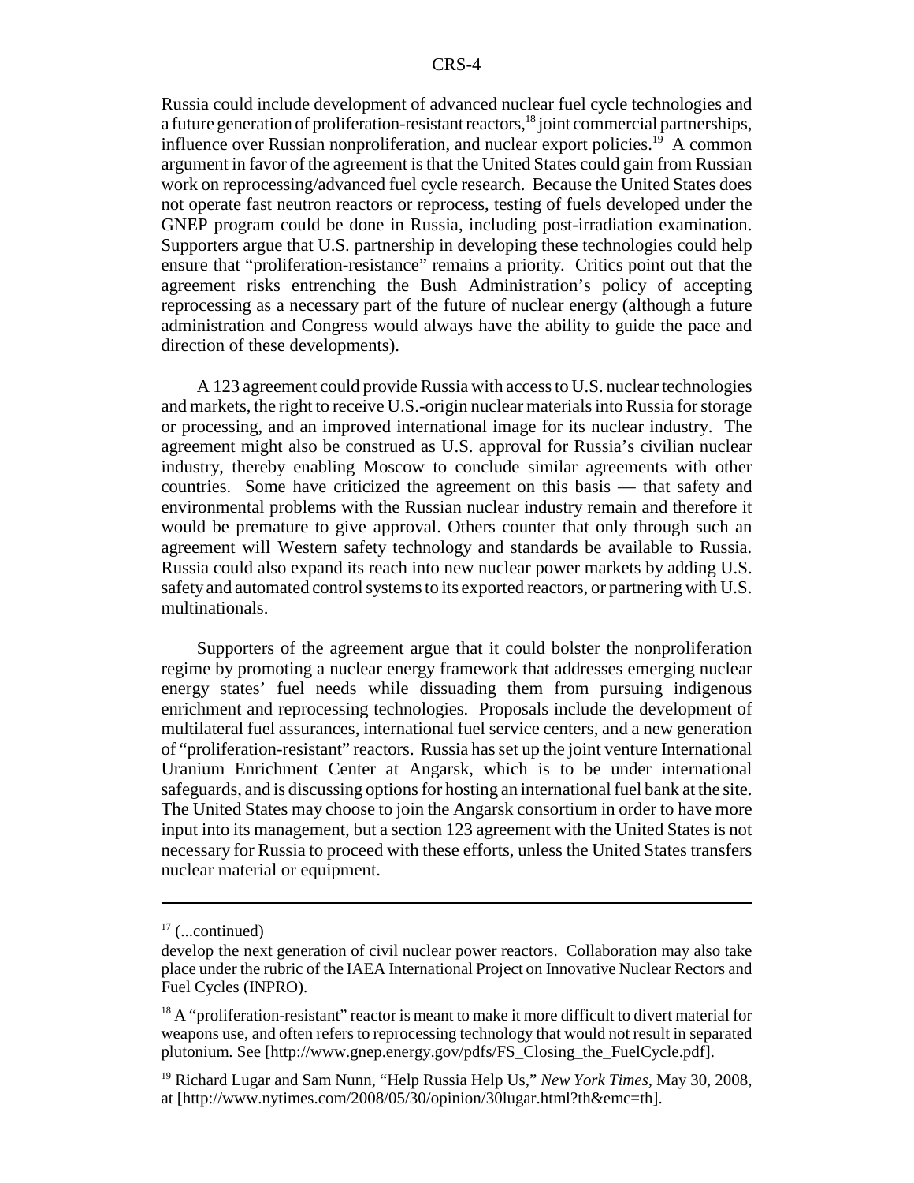Russia could include development of advanced nuclear fuel cycle technologies and a future generation of proliferation-resistant reactors,[18] joint commercial partnerships, influence over Russian nonproliferation, and nuclear export policies.[19] A common argument in favor of the agreement is that the United States could gain from Russian work on reprocessing/advanced fuel cycle research. Because the United States does not operate fast neutron reactors or reprocess, testing of fuels developed under the GNEP program could be done in Russia, including post-irradiation examination. Supporters argue that U.S. partnership in developing these technologies could help ensure that "proliferation-resistance" remains a priority. Critics point out that the agreement risks entrenching the Bush Administration's policy of accepting reprocessing as a necessary part of the future of nuclear energy (although a future administration and Congress would always have the ability to guide the pace and direction of these developments).

A 123 agreement could provide Russia with access to U.S. nuclear technologies and markets, the right to receive U.S.-origin nuclear materials into Russia for storage or processing, and an improved international image for its nuclear industry. The agreement might also be construed as U.S. approval for Russia's civilian nuclear industry, thereby enabling Moscow to conclude similar agreements with other countries. Some have criticized the agreement on this basis — that safety and environmental problems with the Russian nuclear industry remain and therefore it would be premature to give approval. Others counter that only through such an agreement will Western safety technology and standards be available to Russia. Russia could also expand its reach into new nuclear power markets by adding U.S. safety and automated control systems to its exported reactors, or partnering with U.S. multinationals.

Supporters of the agreement argue that it could bolster the nonproliferation regime by promoting a nuclear energy framework that addresses emerging nuclear energy states' fuel needs while dissuading them from pursuing indigenous enrichment and reprocessing technologies. Proposals include the development of multilateral fuel assurances, international fuel service centers, and a new generation of "proliferation-resistant" reactors. Russia has set up the joint venture International Uranium Enrichment Center at Angarsk, which is to be under international safeguards, and is discussing options for hosting an international fuel bank at the site. The United States may choose to join the Angarsk consortium in order to have more input into its management, but a section 123 agreement with the United States is not necessary for Russia to proceed with these efforts, unless the United States transfers nuclear material or equipment.

---

[17] (...continued)

develop the next generation of civil nuclear power reactors. Collaboration may also take place under the rubric of the IAEA International Project on Innovative Nuclear Rectors and Fuel Cycles (INPRO).

[18] A "proliferation-resistant" reactor is meant to make it more difficult to divert material for weapons use, and often refers to reprocessing technology that would not result in separated plutonium. See [http://www.gnep.energy.gov/pdfs/FS_Closing_the_FuelCycle.pdf].

[19] Richard Lugar and Sam Nunn, "Help Russia Help Us," *New York Times*, May 30, 2008, at [http://www.nytimes.com/2008/05/30/opinion/30lugar.html?th&emc=th].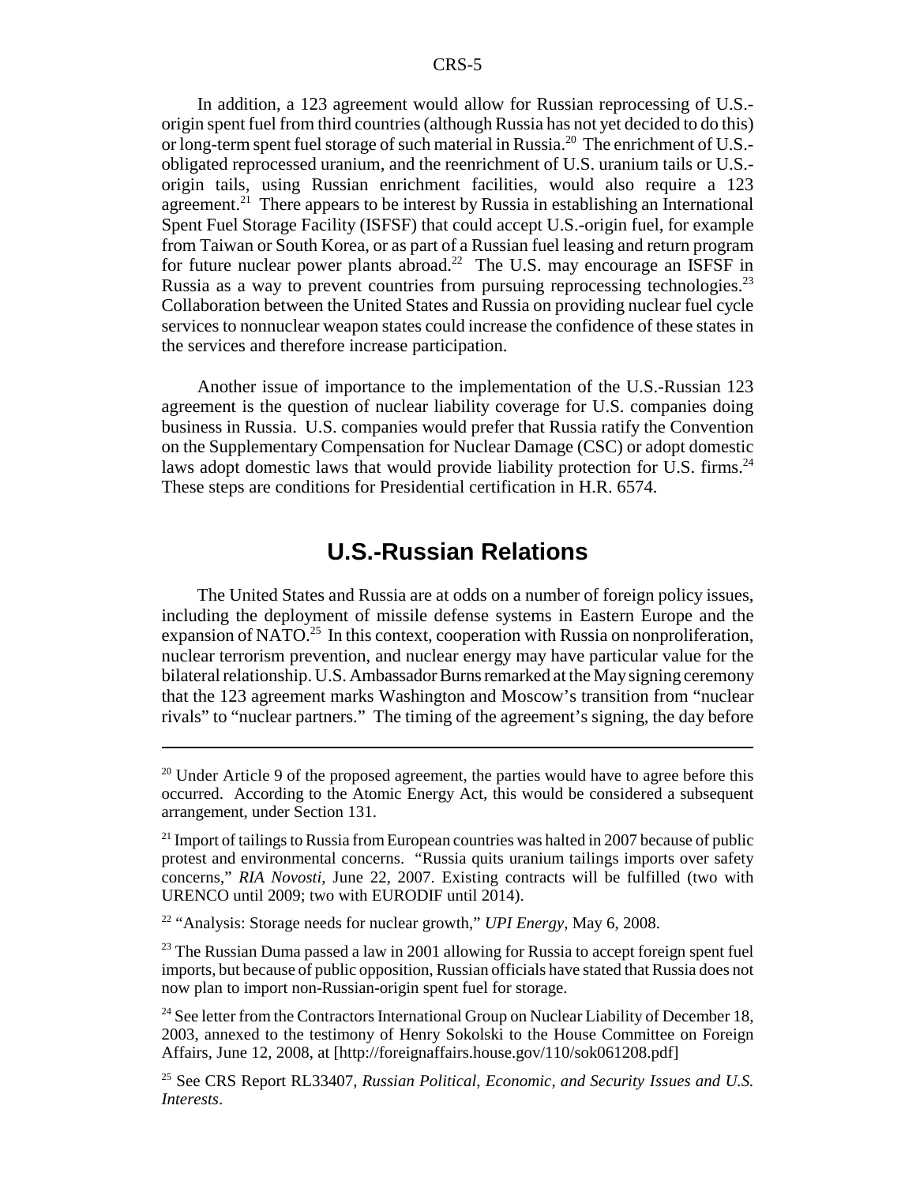In addition, a 123 agreement would allow for Russian reprocessing of U.S.-origin spent fuel from third countries (although Russia has not yet decided to do this) or long-term spent fuel storage of such material in Russia.[20] The enrichment of U.S.-obligated reprocessed uranium, and the reenrichment of U.S. uranium tails or U.S.-origin tails, using Russian enrichment facilities, would also require a 123 agreement.[21] There appears to be interest by Russia in establishing an International Spent Fuel Storage Facility (ISFSF) that could accept U.S.-origin fuel, for example from Taiwan or South Korea, or as part of a Russian fuel leasing and return program for future nuclear power plants abroad.[22] The U.S. may encourage an ISFSF in Russia as a way to prevent countries from pursuing reprocessing technologies.[23] Collaboration between the United States and Russia on providing nuclear fuel cycle services to nonnuclear weapon states could increase the confidence of these states in the services and therefore increase participation.

Another issue of importance to the implementation of the U.S.-Russian 123 agreement is the question of nuclear liability coverage for U.S. companies doing business in Russia. U.S. companies would prefer that Russia ratify the Convention on the Supplementary Compensation for Nuclear Damage (CSC) or adopt domestic laws adopt domestic laws that would provide liability protection for U.S. firms.[24] These steps are conditions for Presidential certification in H.R. 6574.

## U.S.-Russian Relations

The United States and Russia are at odds on a number of foreign policy issues, including the deployment of missile defense systems in Eastern Europe and the expansion of NATO.[25] In this context, cooperation with Russia on nonproliferation, nuclear terrorism prevention, and nuclear energy may have particular value for the bilateral relationship. U.S. Ambassador Burns remarked at the May signing ceremony that the 123 agreement marks Washington and Moscow's transition from "nuclear rivals" to "nuclear partners." The timing of the agreement's signing, the day before

---

[20] Under Article 9 of the proposed agreement, the parties would have to agree before this occurred. According to the Atomic Energy Act, this would be considered a subsequent arrangement, under Section 131.

[21] Import of tailings to Russia from European countries was halted in 2007 because of public protest and environmental concerns. "Russia quits uranium tailings imports over safety concerns," *RIA Novosti*, June 22, 2007. Existing contracts will be fulfilled (two with URENCO until 2009; two with EURODIF until 2014).

[22] "Analysis: Storage needs for nuclear growth," *UPI Energy*, May 6, 2008.

[23] The Russian Duma passed a law in 2001 allowing for Russia to accept foreign spent fuel imports, but because of public opposition, Russian officials have stated that Russia does not now plan to import non-Russian-origin spent fuel for storage.

[24] See letter from the Contractors International Group on Nuclear Liability of December 18, 2003, annexed to the testimony of Henry Sokolski to the House Committee on Foreign Affairs, June 12, 2008, at [http://foreignaffairs.house.gov/110/sok061208.pdf]

[25] See CRS Report RL33407, *Russian Political, Economic, and Security Issues and U.S. Interests*.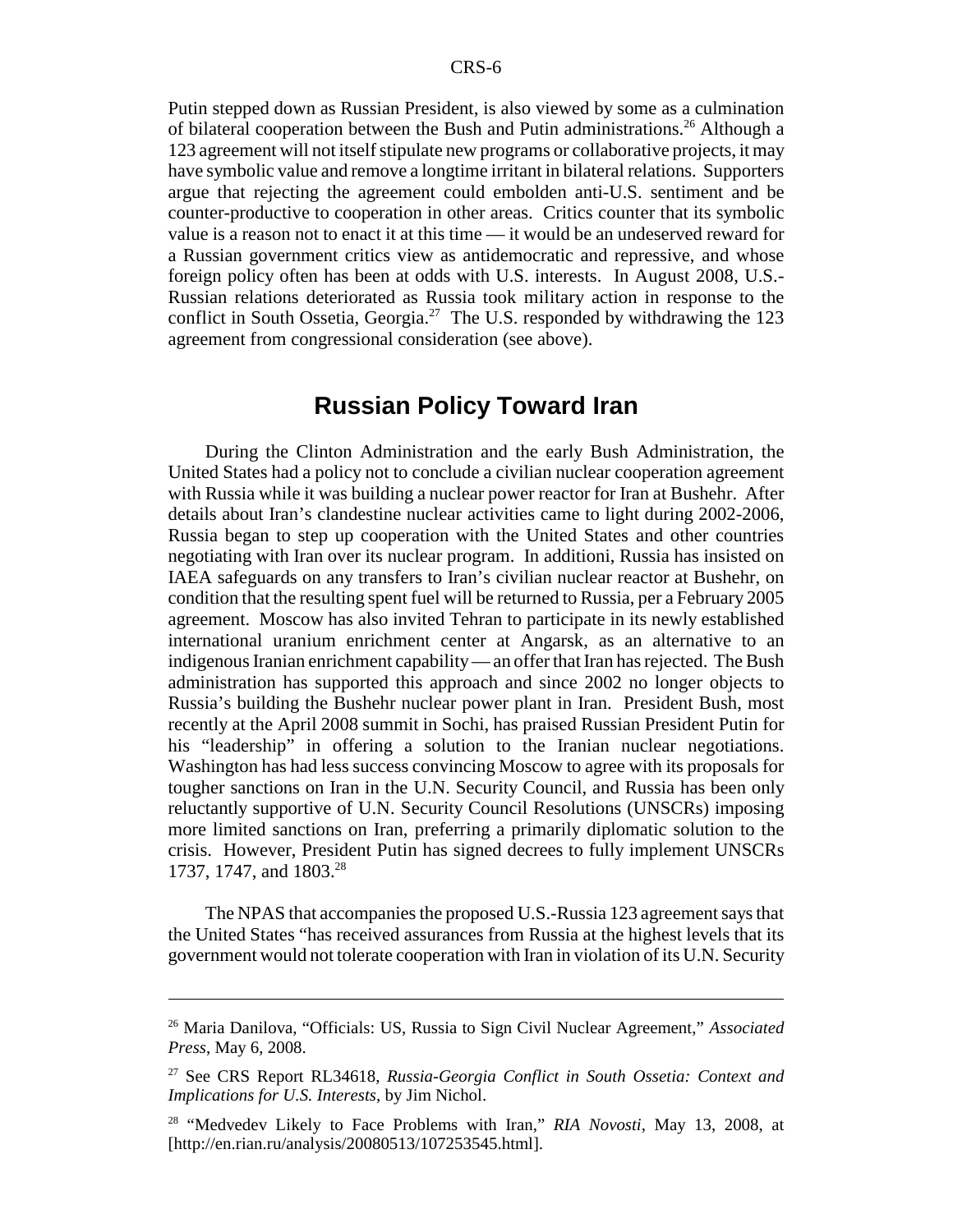Putin stepped down as Russian President, is also viewed by some as a culmination of bilateral cooperation between the Bush and Putin administrations.[26] Although a 123 agreement will not itself stipulate new programs or collaborative projects, it may have symbolic value and remove a longtime irritant in bilateral relations. Supporters argue that rejecting the agreement could embolden anti-U.S. sentiment and be counter-productive to cooperation in other areas. Critics counter that its symbolic value is a reason not to enact it at this time — it would be an undeserved reward for a Russian government critics view as antidemocratic and repressive, and whose foreign policy often has been at odds with U.S. interests. In August 2008, U.S.-Russian relations deteriorated as Russia took military action in response to the conflict in South Ossetia, Georgia.[27] The U.S. responded by withdrawing the 123 agreement from congressional consideration (see above).

## Russian Policy Toward Iran

During the Clinton Administration and the early Bush Administration, the United States had a policy not to conclude a civilian nuclear cooperation agreement with Russia while it was building a nuclear power reactor for Iran at Bushehr. After details about Iran's clandestine nuclear activities came to light during 2002-2006, Russia began to step up cooperation with the United States and other countries negotiating with Iran over its nuclear program. In additioni, Russia has insisted on IAEA safeguards on any transfers to Iran's civilian nuclear reactor at Bushehr, on condition that the resulting spent fuel will be returned to Russia, per a February 2005 agreement. Moscow has also invited Tehran to participate in its newly established international uranium enrichment center at Angarsk, as an alternative to an indigenous Iranian enrichment capability — an offer that Iran has rejected. The Bush administration has supported this approach and since 2002 no longer objects to Russia's building the Bushehr nuclear power plant in Iran. President Bush, most recently at the April 2008 summit in Sochi, has praised Russian President Putin for his "leadership" in offering a solution to the Iranian nuclear negotiations. Washington has had less success convincing Moscow to agree with its proposals for tougher sanctions on Iran in the U.N. Security Council, and Russia has been only reluctantly supportive of U.N. Security Council Resolutions (UNSCRs) imposing more limited sanctions on Iran, preferring a primarily diplomatic solution to the crisis. However, President Putin has signed decrees to fully implement UNSCRs 1737, 1747, and 1803.[28]

The NPAS that accompanies the proposed U.S.-Russia 123 agreement says that the United States "has received assurances from Russia at the highest levels that its government would not tolerate cooperation with Iran in violation of its U.N. Security

---

[26] Maria Danilova, "Officials: US, Russia to Sign Civil Nuclear Agreement," *Associated Press*, May 6, 2008.

[27] See CRS Report RL34618, *Russia-Georgia Conflict in South Ossetia: Context and Implications for U.S. Interests*, by Jim Nichol.

[28] "Medvedev Likely to Face Problems with Iran," *RIA Novosti*, May 13, 2008, at [http://en.rian.ru/analysis/20080513/107253545.html].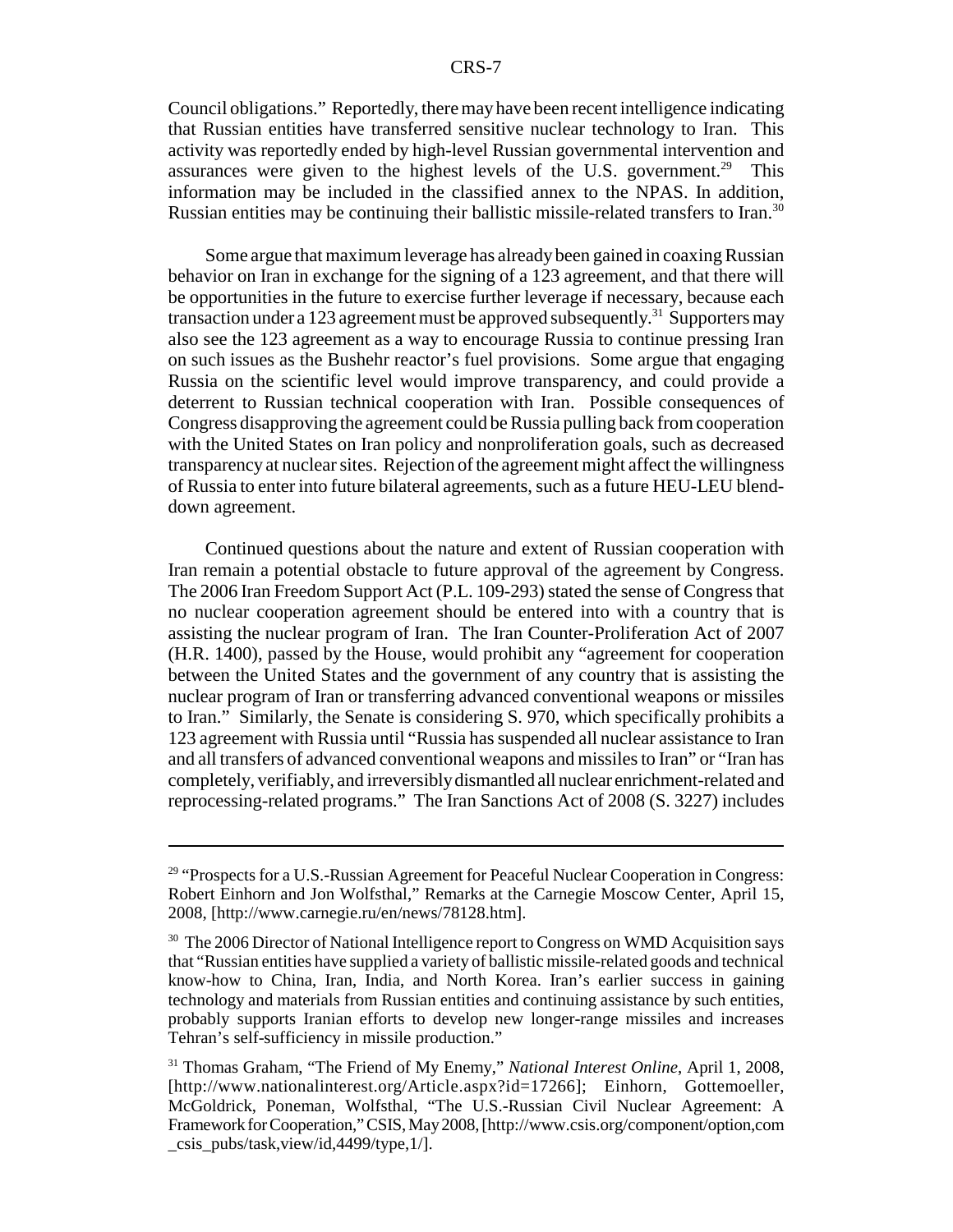Council obligations." Reportedly, there may have been recent intelligence indicating that Russian entities have transferred sensitive nuclear technology to Iran. This activity was reportedly ended by high-level Russian governmental intervention and assurances were given to the highest levels of the U.S. government.[29] This information may be included in the classified annex to the NPAS. In addition, Russian entities may be continuing their ballistic missile-related transfers to Iran.[30]

Some argue that maximum leverage has already been gained in coaxing Russian behavior on Iran in exchange for the signing of a 123 agreement, and that there will be opportunities in the future to exercise further leverage if necessary, because each transaction under a 123 agreement must be approved subsequently.[31] Supporters may also see the 123 agreement as a way to encourage Russia to continue pressing Iran on such issues as the Bushehr reactor's fuel provisions. Some argue that engaging Russia on the scientific level would improve transparency, and could provide a deterrent to Russian technical cooperation with Iran. Possible consequences of Congress disapproving the agreement could be Russia pulling back from cooperation with the United States on Iran policy and nonproliferation goals, such as decreased transparency at nuclear sites. Rejection of the agreement might affect the willingness of Russia to enter into future bilateral agreements, such as a future HEU-LEU blend-down agreement.

Continued questions about the nature and extent of Russian cooperation with Iran remain a potential obstacle to future approval of the agreement by Congress. The 2006 Iran Freedom Support Act (P.L. 109-293) stated the sense of Congress that no nuclear cooperation agreement should be entered into with a country that is assisting the nuclear program of Iran. The Iran Counter-Proliferation Act of 2007 (H.R. 1400), passed by the House, would prohibit any "agreement for cooperation between the United States and the government of any country that is assisting the nuclear program of Iran or transferring advanced conventional weapons or missiles to Iran." Similarly, the Senate is considering S. 970, which specifically prohibits a 123 agreement with Russia until "Russia has suspended all nuclear assistance to Iran and all transfers of advanced conventional weapons and missiles to Iran" or "Iran has completely, verifiably, and irreversibly dismantled all nuclear enrichment-related and reprocessing-related programs." The Iran Sanctions Act of 2008 (S. 3227) includes

---

[29] "Prospects for a U.S.-Russian Agreement for Peaceful Nuclear Cooperation in Congress: Robert Einhorn and Jon Wolfsthal," Remarks at the Carnegie Moscow Center, April 15, 2008, [http://www.carnegie.ru/en/news/78128.htm].

[30] The 2006 Director of National Intelligence report to Congress on WMD Acquisition says that "Russian entities have supplied a variety of ballistic missile-related goods and technical know-how to China, Iran, India, and North Korea. Iran's earlier success in gaining technology and materials from Russian entities and continuing assistance by such entities, probably supports Iranian efforts to develop new longer-range missiles and increases Tehran's self-sufficiency in missile production."

[31] Thomas Graham, "The Friend of My Enemy," *National Interest Online*, April 1, 2008, [http://www.nationalinterest.org/Article.aspx?id=17266]; Einhorn, Gottemoeller, McGoldrick, Poneman, Wolfsthal, "The U.S.-Russian Civil Nuclear Agreement: A Framework for Cooperation," CSIS, May 2008, [http://www.csis.org/component/option,com_csis_pubs/task,view/id,4499/type,1/].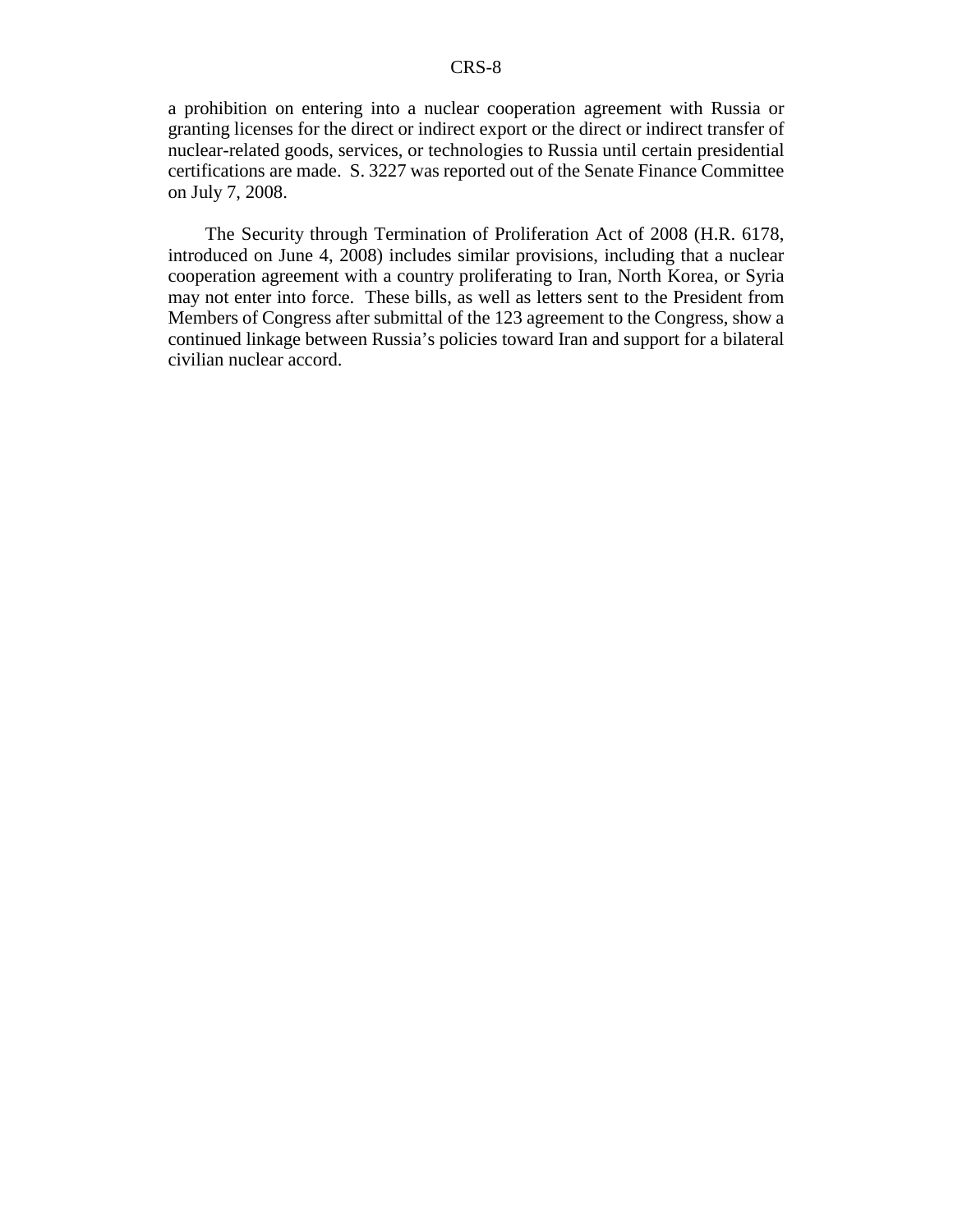a prohibition on entering into a nuclear cooperation agreement with Russia or granting licenses for the direct or indirect export or the direct or indirect transfer of nuclear-related goods, services, or technologies to Russia until certain presidential certifications are made. S. 3227 was reported out of the Senate Finance Committee on July 7, 2008.

The Security through Termination of Proliferation Act of 2008 (H.R. 6178, introduced on June 4, 2008) includes similar provisions, including that a nuclear cooperation agreement with a country proliferating to Iran, North Korea, or Syria may not enter into force. These bills, as well as letters sent to the President from Members of Congress after submittal of the 123 agreement to the Congress, show a continued linkage between Russia's policies toward Iran and support for a bilateral civilian nuclear accord.